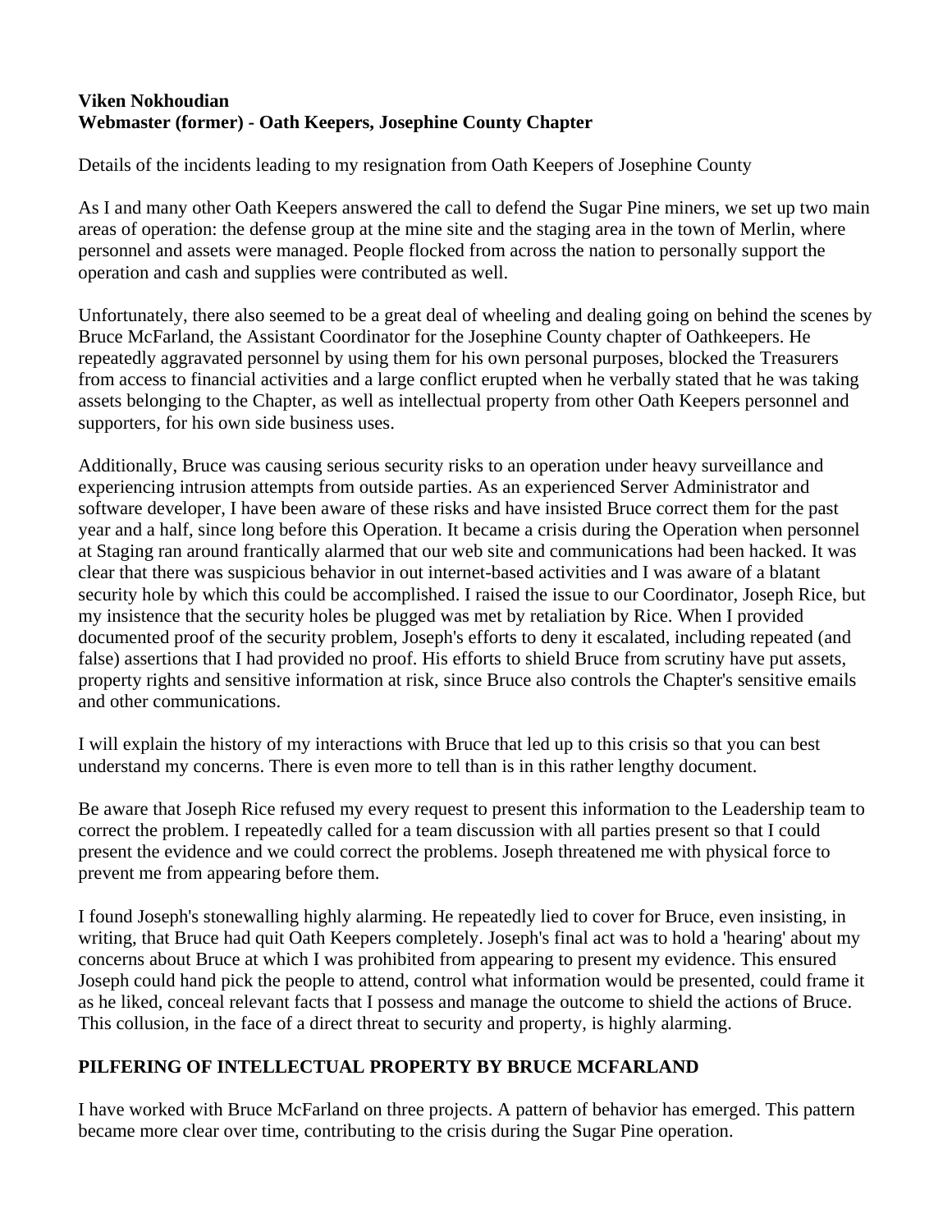**Viken Nokhoudian**
**Webmaster (former) - Oath Keepers, Josephine County Chapter**

Details of the incidents leading to my resignation from Oath Keepers of Josephine County

As I and many other Oath Keepers answered the call to defend the Sugar Pine miners, we set up two main areas of operation: the defense group at the mine site and the staging area in the town of Merlin, where personnel and assets were managed. People flocked from across the nation to personally support the operation and cash and supplies were contributed as well.

Unfortunately, there also seemed to be a great deal of wheeling and dealing going on behind the scenes by Bruce McFarland, the Assistant Coordinator for the Josephine County chapter of Oathkeepers. He repeatedly aggravated personnel by using them for his own personal purposes, blocked the Treasurers from access to financial activities and a large conflict erupted when he verbally stated that he was taking assets belonging to the Chapter, as well as intellectual property from other Oath Keepers personnel and supporters, for his own side business uses.

Additionally, Bruce was causing serious security risks to an operation under heavy surveillance and experiencing intrusion attempts from outside parties. As an experienced Server Administrator and software developer, I have been aware of these risks and have insisted Bruce correct them for the past year and a half, since long before this Operation. It became a crisis during the Operation when personnel at Staging ran around frantically alarmed that our web site and communications had been hacked. It was clear that there was suspicious behavior in out internet-based activities and I was aware of a blatant security hole by which this could be accomplished. I raised the issue to our Coordinator, Joseph Rice, but my insistence that the security holes be plugged was met by retaliation by Rice. When I provided documented proof of the security problem, Joseph's efforts to deny it escalated, including repeated (and false) assertions that I had provided no proof. His efforts to shield Bruce from scrutiny have put assets, property rights and sensitive information at risk, since Bruce also controls the Chapter's sensitive emails and other communications.

I will explain the history of my interactions with Bruce that led up to this crisis so that you can best understand my concerns. There is even more to tell than is in this rather lengthy document.

Be aware that Joseph Rice refused my every request to present this information to the Leadership team to correct the problem. I repeatedly called for a team discussion with all parties present so that I could present the evidence and we could correct the problems. Joseph threatened me with physical force to prevent me from appearing before them.

I found Joseph's stonewalling highly alarming. He repeatedly lied to cover for Bruce, even insisting, in writing, that Bruce had quit Oath Keepers completely. Joseph's final act was to hold a 'hearing' about my concerns about Bruce at which I was prohibited from appearing to present my evidence. This ensured Joseph could hand pick the people to attend, control what information would be presented, could frame it as he liked, conceal relevant facts that I possess and manage the outcome to shield the actions of Bruce. This collusion, in the face of a direct threat to security and property, is highly alarming.

## PILFERING OF INTELLECTUAL PROPERTY BY BRUCE MCFARLAND

I have worked with Bruce McFarland on three projects. A pattern of behavior has emerged. This pattern became more clear over time, contributing to the crisis during the Sugar Pine operation.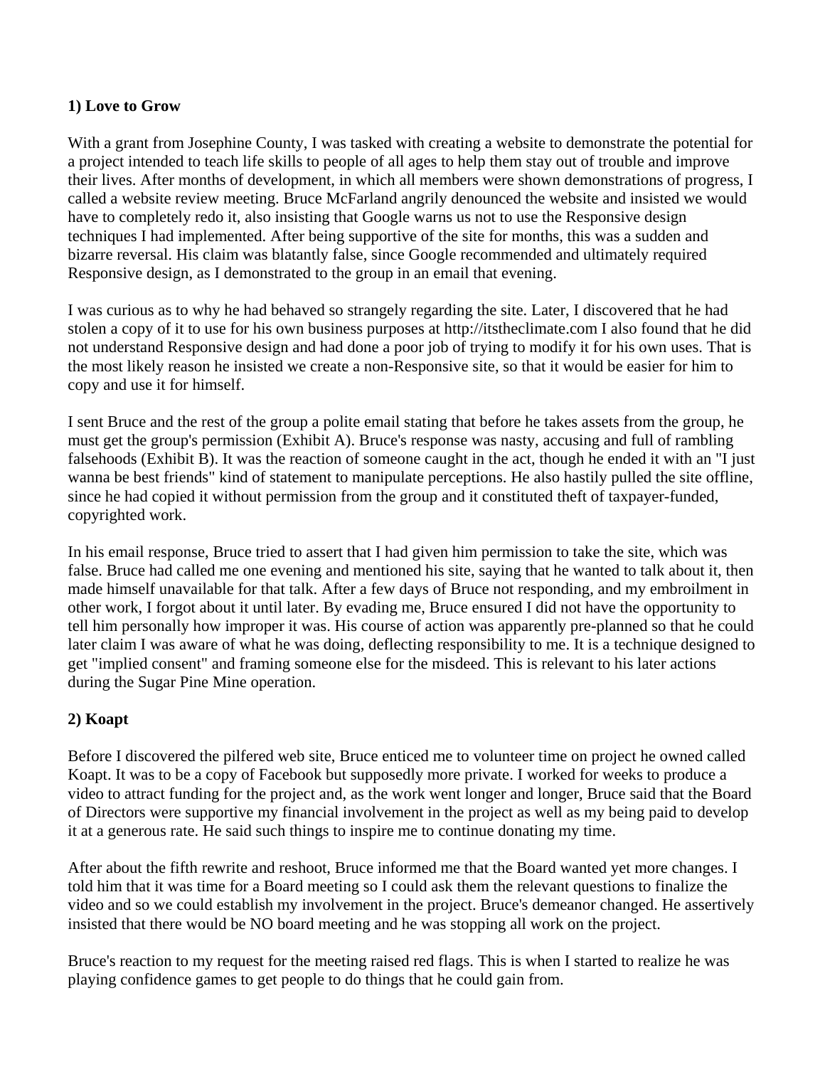**1) Love to Grow**

With a grant from Josephine County, I was tasked with creating a website to demonstrate the potential for a project intended to teach life skills to people of all ages to help them stay out of trouble and improve their lives. After months of development, in which all members were shown demonstrations of progress, I called a website review meeting. Bruce McFarland angrily denounced the website and insisted we would have to completely redo it, also insisting that Google warns us not to use the Responsive design techniques I had implemented. After being supportive of the site for months, this was a sudden and bizarre reversal. His claim was blatantly false, since Google recommended and ultimately required Responsive design, as I demonstrated to the group in an email that evening.

I was curious as to why he had behaved so strangely regarding the site. Later, I discovered that he had stolen a copy of it to use for his own business purposes at http://itstheclimate.com I also found that he did not understand Responsive design and had done a poor job of trying to modify it for his own uses. That is the most likely reason he insisted we create a non-Responsive site, so that it would be easier for him to copy and use it for himself.

I sent Bruce and the rest of the group a polite email stating that before he takes assets from the group, he must get the group's permission (Exhibit A). Bruce's response was nasty, accusing and full of rambling falsehoods (Exhibit B). It was the reaction of someone caught in the act, though he ended it with an "I just wanna be best friends" kind of statement to manipulate perceptions. He also hastily pulled the site offline, since he had copied it without permission from the group and it constituted theft of taxpayer-funded, copyrighted work.

In his email response, Bruce tried to assert that I had given him permission to take the site, which was false. Bruce had called me one evening and mentioned his site, saying that he wanted to talk about it, then made himself unavailable for that talk. After a few days of Bruce not responding, and my embroilment in other work, I forgot about it until later. By evading me, Bruce ensured I did not have the opportunity to tell him personally how improper it was. His course of action was apparently pre-planned so that he could later claim I was aware of what he was doing, deflecting responsibility to me. It is a technique designed to get "implied consent" and framing someone else for the misdeed. This is relevant to his later actions during the Sugar Pine Mine operation.

**2) Koapt**

Before I discovered the pilfered web site, Bruce enticed me to volunteer time on project he owned called Koapt. It was to be a copy of Facebook but supposedly more private. I worked for weeks to produce a video to attract funding for the project and, as the work went longer and longer, Bruce said that the Board of Directors were supportive my financial involvement in the project as well as my being paid to develop it at a generous rate. He said such things to inspire me to continue donating my time.

After about the fifth rewrite and reshoot, Bruce informed me that the Board wanted yet more changes. I told him that it was time for a Board meeting so I could ask them the relevant questions to finalize the video and so we could establish my involvement in the project. Bruce's demeanor changed. He assertively insisted that there would be NO board meeting and he was stopping all work on the project.

Bruce's reaction to my request for the meeting raised red flags. This is when I started to realize he was playing confidence games to get people to do things that he could gain from.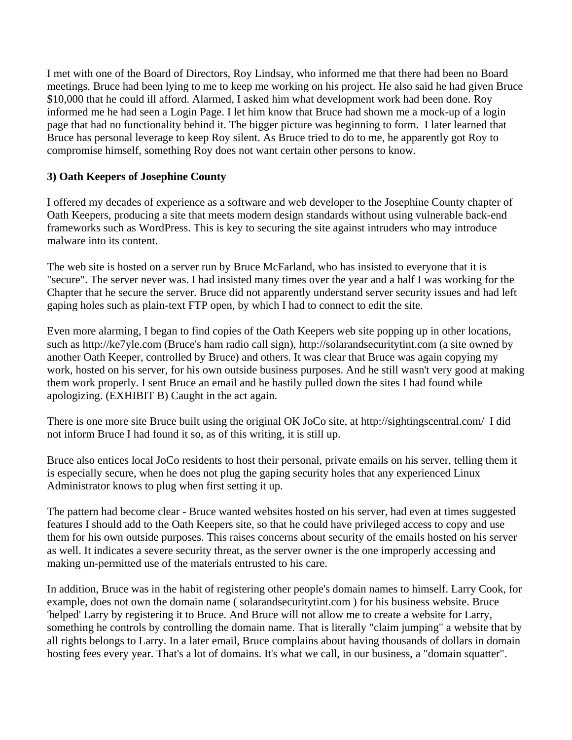I met with one of the Board of Directors, Roy Lindsay, who informed me that there had been no Board meetings. Bruce had been lying to me to keep me working on his project. He also said he had given Bruce $10,000 that he could ill afford. Alarmed, I asked him what development work had been done. Roy informed me he had seen a Login Page. I let him know that Bruce had shown me a mock-up of a login page that had no functionality behind it. The bigger picture was beginning to form. I later learned that Bruce has personal leverage to keep Roy silent. As Bruce tried to do to me, he apparently got Roy to compromise himself, something Roy does not want certain other persons to know.

### 3) Oath Keepers of Josephine County

I offered my decades of experience as a software and web developer to the Josephine County chapter of Oath Keepers, producing a site that meets modern design standards without using vulnerable back-end frameworks such as WordPress. This is key to securing the site against intruders who may introduce malware into its content.

The web site is hosted on a server run by Bruce McFarland, who has insisted to everyone that it is "secure". The server never was. I had insisted many times over the year and a half I was working for the Chapter that he secure the server. Bruce did not apparently understand server security issues and had left gaping holes such as plain-text FTP open, by which I had to connect to edit the site.

Even more alarming, I began to find copies of the Oath Keepers web site popping up in other locations, such as http://ke7yle.com (Bruce's ham radio call sign), http://solarandsecuritytint.com (a site owned by another Oath Keeper, controlled by Bruce) and others. It was clear that Bruce was again copying my work, hosted on his server, for his own outside business purposes. And he still wasn't very good at making them work properly. I sent Bruce an email and he hastily pulled down the sites I had found while apologizing. (EXHIBIT B) Caught in the act again.

There is one more site Bruce built using the original OK JoCo site, at http://sightingscentral.com/ I did not inform Bruce I had found it so, as of this writing, it is still up.

Bruce also entices local JoCo residents to host their personal, private emails on his server, telling them it is especially secure, when he does not plug the gaping security holes that any experienced Linux Administrator knows to plug when first setting it up.

The pattern had become clear - Bruce wanted websites hosted on his server, had even at times suggested features I should add to the Oath Keepers site, so that he could have privileged access to copy and use them for his own outside purposes. This raises concerns about security of the emails hosted on his server as well. It indicates a severe security threat, as the server owner is the one improperly accessing and making un-permitted use of the materials entrusted to his care.

In addition, Bruce was in the habit of registering other people's domain names to himself. Larry Cook, for example, does not own the domain name ( solarandsecuritytint.com ) for his business website. Bruce 'helped' Larry by registering it to Bruce. And Bruce will not allow me to create a website for Larry, something he controls by controlling the domain name. That is literally "claim jumping" a website that by all rights belongs to Larry. In a later email, Bruce complains about having thousands of dollars in domain hosting fees every year. That's a lot of domains. It's what we call, in our business, a "domain squatter".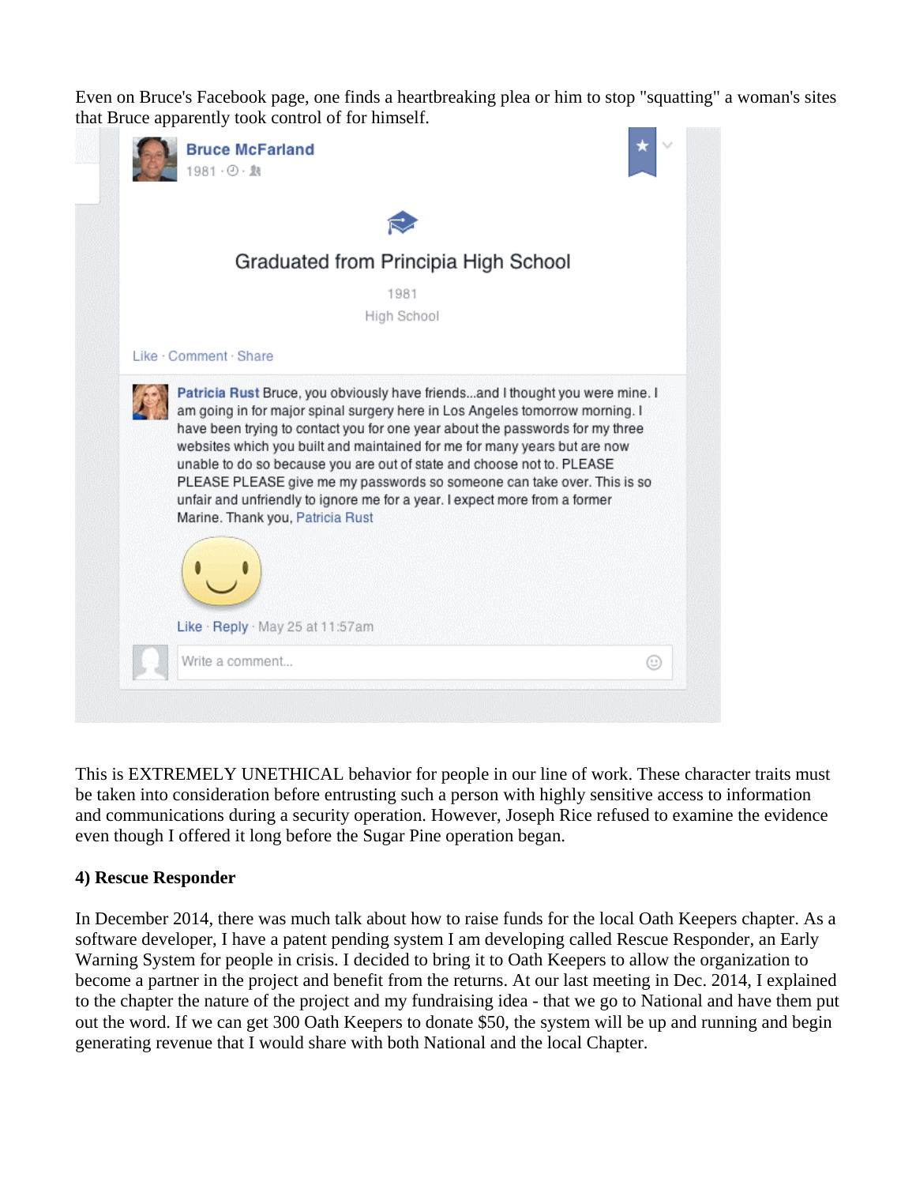Even on Bruce's Facebook page, one finds a heartbreaking plea or him to stop "squatting" a woman's sites that Bruce apparently took control of for himself.

**Bruce McFarland**
1981

Graduated from Principia High School
1981
High School

Like · Comment · Share

**Patricia Rust** Bruce, you obviously have friends...and I thought you were mine. I am going in for major spinal surgery here in Los Angeles tomorrow morning. I have been trying to contact you for one year about the passwords for my three websites which you built and maintained for me for many years but are now unable to do so because you are out of state and choose not to. PLEASE PLEASE PLEASE give me my passwords so someone can take over. This is so unfair and unfriendly to ignore me for a year. I expect more from a former Marine. Thank you, Patricia Rust

Like · Reply · May 25 at 11:57am

Write a comment...

This is EXTREMELY UNETHICAL behavior for people in our line of work. These character traits must be taken into consideration before entrusting such a person with highly sensitive access to information and communications during a security operation. However, Joseph Rice refused to examine the evidence even though I offered it long before the Sugar Pine operation began.

**4) Rescue Responder**

In December 2014, there was much talk about how to raise funds for the local Oath Keepers chapter. As a software developer, I have a patent pending system I am developing called Rescue Responder, an Early Warning System for people in crisis. I decided to bring it to Oath Keepers to allow the organization to become a partner in the project and benefit from the returns. At our last meeting in Dec. 2014, I explained to the chapter the nature of the project and my fundraising idea - that we go to National and have them put out the word. If we can get 300 Oath Keepers to donate $50, the system will be up and running and begin generating revenue that I would share with both National and the local Chapter.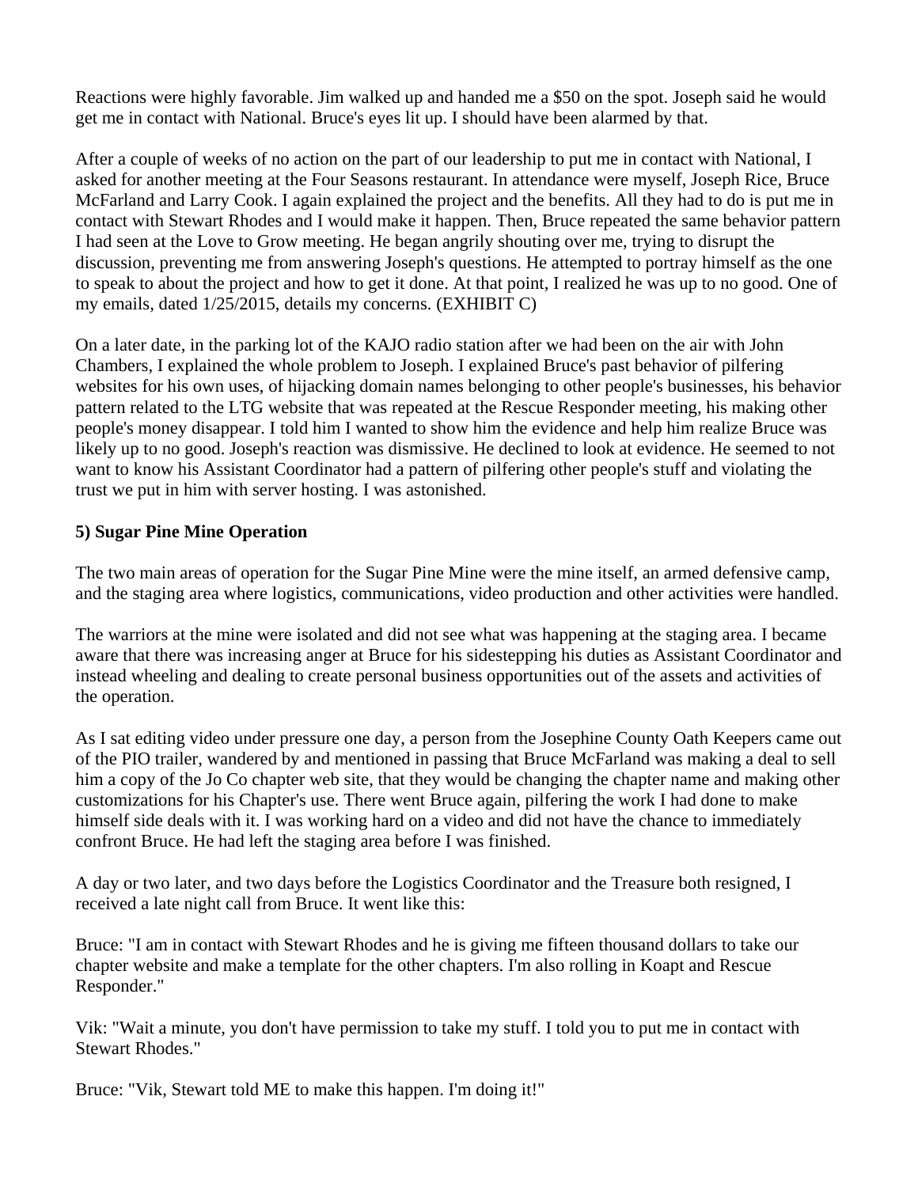Reactions were highly favorable. Jim walked up and handed me a $50 on the spot. Joseph said he would get me in contact with National. Bruce's eyes lit up. I should have been alarmed by that.

After a couple of weeks of no action on the part of our leadership to put me in contact with National, I asked for another meeting at the Four Seasons restaurant. In attendance were myself, Joseph Rice, Bruce McFarland and Larry Cook. I again explained the project and the benefits. All they had to do is put me in contact with Stewart Rhodes and I would make it happen. Then, Bruce repeated the same behavior pattern I had seen at the Love to Grow meeting. He began angrily shouting over me, trying to disrupt the discussion, preventing me from answering Joseph's questions. He attempted to portray himself as the one to speak to about the project and how to get it done. At that point, I realized he was up to no good. One of my emails, dated 1/25/2015, details my concerns. (EXHIBIT C)

On a later date, in the parking lot of the KAJO radio station after we had been on the air with John Chambers, I explained the whole problem to Joseph. I explained Bruce's past behavior of pilfering websites for his own uses, of hijacking domain names belonging to other people's businesses, his behavior pattern related to the LTG website that was repeated at the Rescue Responder meeting, his making other people's money disappear. I told him I wanted to show him the evidence and help him realize Bruce was likely up to no good. Joseph's reaction was dismissive. He declined to look at evidence. He seemed to not want to know his Assistant Coordinator had a pattern of pilfering other people's stuff and violating the trust we put in him with server hosting. I was astonished.

**5) Sugar Pine Mine Operation**

The two main areas of operation for the Sugar Pine Mine were the mine itself, an armed defensive camp, and the staging area where logistics, communications, video production and other activities were handled.

The warriors at the mine were isolated and did not see what was happening at the staging area. I became aware that there was increasing anger at Bruce for his sidestepping his duties as Assistant Coordinator and instead wheeling and dealing to create personal business opportunities out of the assets and activities of the operation.

As I sat editing video under pressure one day, a person from the Josephine County Oath Keepers came out of the PIO trailer, wandered by and mentioned in passing that Bruce McFarland was making a deal to sell him a copy of the Jo Co chapter web site, that they would be changing the chapter name and making other customizations for his Chapter's use. There went Bruce again, pilfering the work I had done to make himself side deals with it. I was working hard on a video and did not have the chance to immediately confront Bruce. He had left the staging area before I was finished.

A day or two later, and two days before the Logistics Coordinator and the Treasure both resigned, I received a late night call from Bruce. It went like this:

Bruce: "I am in contact with Stewart Rhodes and he is giving me fifteen thousand dollars to take our chapter website and make a template for the other chapters. I'm also rolling in Koapt and Rescue Responder."

Vik: "Wait a minute, you don't have permission to take my stuff. I told you to put me in contact with Stewart Rhodes."

Bruce: "Vik, Stewart told ME to make this happen. I'm doing it!"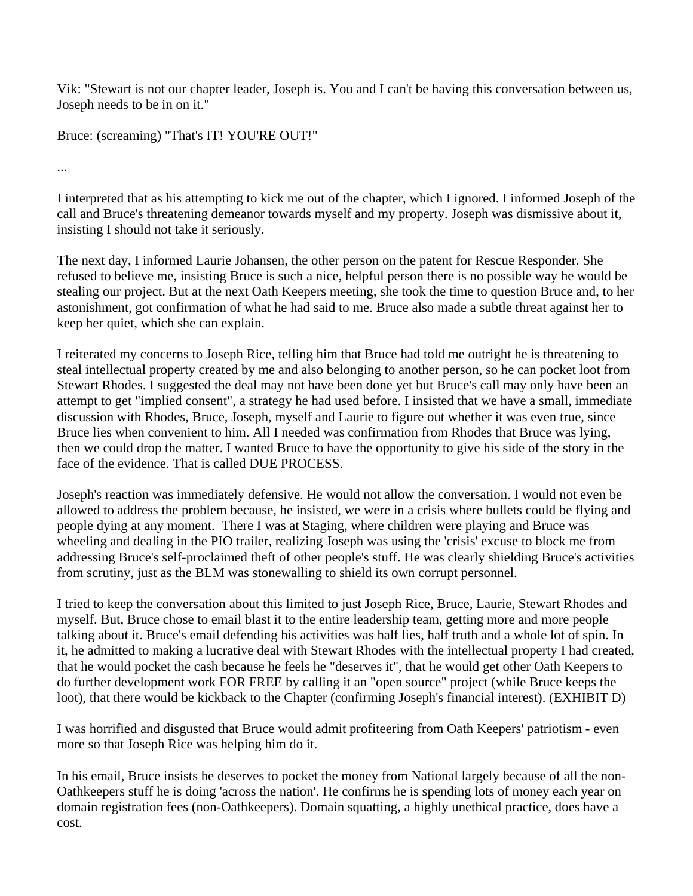Vik: "Stewart is not our chapter leader, Joseph is. You and I can't be having this conversation between us, Joseph needs to be in on it."

Bruce: (screaming) "That's IT! YOU'RE OUT!"

...

I interpreted that as his attempting to kick me out of the chapter, which I ignored. I informed Joseph of the call and Bruce's threatening demeanor towards myself and my property. Joseph was dismissive about it, insisting I should not take it seriously.

The next day, I informed Laurie Johansen, the other person on the patent for Rescue Responder. She refused to believe me, insisting Bruce is such a nice, helpful person there is no possible way he would be stealing our project. But at the next Oath Keepers meeting, she took the time to question Bruce and, to her astonishment, got confirmation of what he had said to me. Bruce also made a subtle threat against her to keep her quiet, which she can explain.

I reiterated my concerns to Joseph Rice, telling him that Bruce had told me outright he is threatening to steal intellectual property created by me and also belonging to another person, so he can pocket loot from Stewart Rhodes. I suggested the deal may not have been done yet but Bruce's call may only have been an attempt to get "implied consent", a strategy he had used before. I insisted that we have a small, immediate discussion with Rhodes, Bruce, Joseph, myself and Laurie to figure out whether it was even true, since Bruce lies when convenient to him. All I needed was confirmation from Rhodes that Bruce was lying, then we could drop the matter. I wanted Bruce to have the opportunity to give his side of the story in the face of the evidence. That is called DUE PROCESS.

Joseph's reaction was immediately defensive. He would not allow the conversation. I would not even be allowed to address the problem because, he insisted, we were in a crisis where bullets could be flying and people dying at any moment. There I was at Staging, where children were playing and Bruce was wheeling and dealing in the PIO trailer, realizing Joseph was using the 'crisis' excuse to block me from addressing Bruce's self-proclaimed theft of other people's stuff. He was clearly shielding Bruce's activities from scrutiny, just as the BLM was stonewalling to shield its own corrupt personnel.

I tried to keep the conversation about this limited to just Joseph Rice, Bruce, Laurie, Stewart Rhodes and myself. But, Bruce chose to email blast it to the entire leadership team, getting more and more people talking about it. Bruce's email defending his activities was half lies, half truth and a whole lot of spin. In it, he admitted to making a lucrative deal with Stewart Rhodes with the intellectual property I had created, that he would pocket the cash because he feels he "deserves it", that he would get other Oath Keepers to do further development work FOR FREE by calling it an "open source" project (while Bruce keeps the loot), that there would be kickback to the Chapter (confirming Joseph's financial interest). (EXHIBIT D)

I was horrified and disgusted that Bruce would admit profiteering from Oath Keepers' patriotism - even more so that Joseph Rice was helping him do it.

In his email, Bruce insists he deserves to pocket the money from National largely because of all the non-Oathkeepers stuff he is doing 'across the nation'. He confirms he is spending lots of money each year on domain registration fees (non-Oathkeepers). Domain squatting, a highly unethical practice, does have a cost.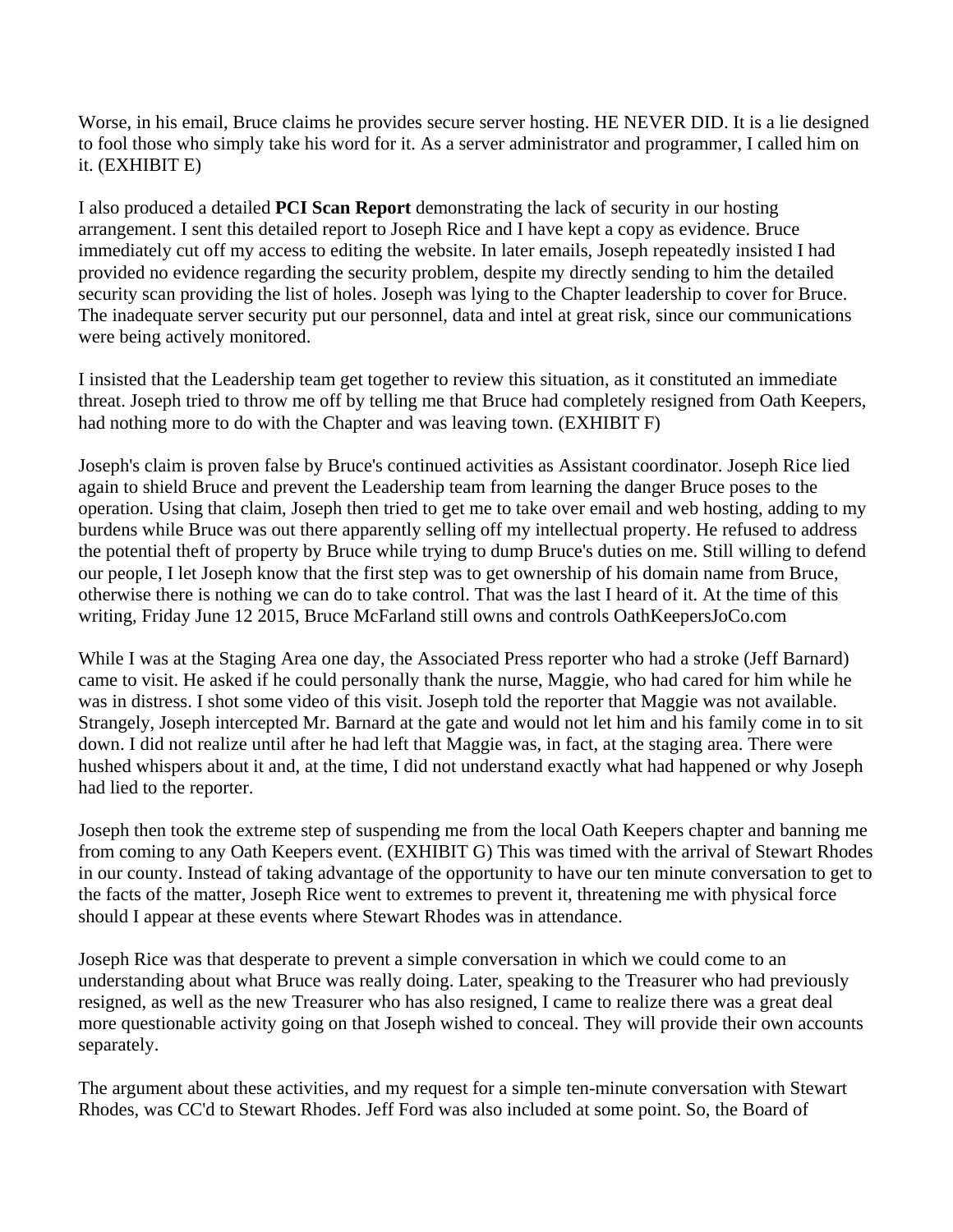Worse, in his email, Bruce claims he provides secure server hosting. HE NEVER DID. It is a lie designed to fool those who simply take his word for it. As a server administrator and programmer, I called him on it. (EXHIBIT E)

I also produced a detailed **PCI Scan Report** demonstrating the lack of security in our hosting arrangement. I sent this detailed report to Joseph Rice and I have kept a copy as evidence. Bruce immediately cut off my access to editing the website. In later emails, Joseph repeatedly insisted I had provided no evidence regarding the security problem, despite my directly sending to him the detailed security scan providing the list of holes. Joseph was lying to the Chapter leadership to cover for Bruce. The inadequate server security put our personnel, data and intel at great risk, since our communications were being actively monitored.

I insisted that the Leadership team get together to review this situation, as it constituted an immediate threat. Joseph tried to throw me off by telling me that Bruce had completely resigned from Oath Keepers, had nothing more to do with the Chapter and was leaving town. (EXHIBIT F)

Joseph's claim is proven false by Bruce's continued activities as Assistant coordinator. Joseph Rice lied again to shield Bruce and prevent the Leadership team from learning the danger Bruce poses to the operation. Using that claim, Joseph then tried to get me to take over email and web hosting, adding to my burdens while Bruce was out there apparently selling off my intellectual property. He refused to address the potential theft of property by Bruce while trying to dump Bruce's duties on me. Still willing to defend our people, I let Joseph know that the first step was to get ownership of his domain name from Bruce, otherwise there is nothing we can do to take control. That was the last I heard of it. At the time of this writing, Friday June 12 2015, Bruce McFarland still owns and controls OathKeepersJoCo.com

While I was at the Staging Area one day, the Associated Press reporter who had a stroke (Jeff Barnard) came to visit. He asked if he could personally thank the nurse, Maggie, who had cared for him while he was in distress. I shot some video of this visit. Joseph told the reporter that Maggie was not available. Strangely, Joseph intercepted Mr. Barnard at the gate and would not let him and his family come in to sit down. I did not realize until after he had left that Maggie was, in fact, at the staging area. There were hushed whispers about it and, at the time, I did not understand exactly what had happened or why Joseph had lied to the reporter.

Joseph then took the extreme step of suspending me from the local Oath Keepers chapter and banning me from coming to any Oath Keepers event. (EXHIBIT G) This was timed with the arrival of Stewart Rhodes in our county. Instead of taking advantage of the opportunity to have our ten minute conversation to get to the facts of the matter, Joseph Rice went to extremes to prevent it, threatening me with physical force should I appear at these events where Stewart Rhodes was in attendance.

Joseph Rice was that desperate to prevent a simple conversation in which we could come to an understanding about what Bruce was really doing. Later, speaking to the Treasurer who had previously resigned, as well as the new Treasurer who has also resigned, I came to realize there was a great deal more questionable activity going on that Joseph wished to conceal. They will provide their own accounts separately.

The argument about these activities, and my request for a simple ten-minute conversation with Stewart Rhodes, was CC'd to Stewart Rhodes. Jeff Ford was also included at some point. So, the Board of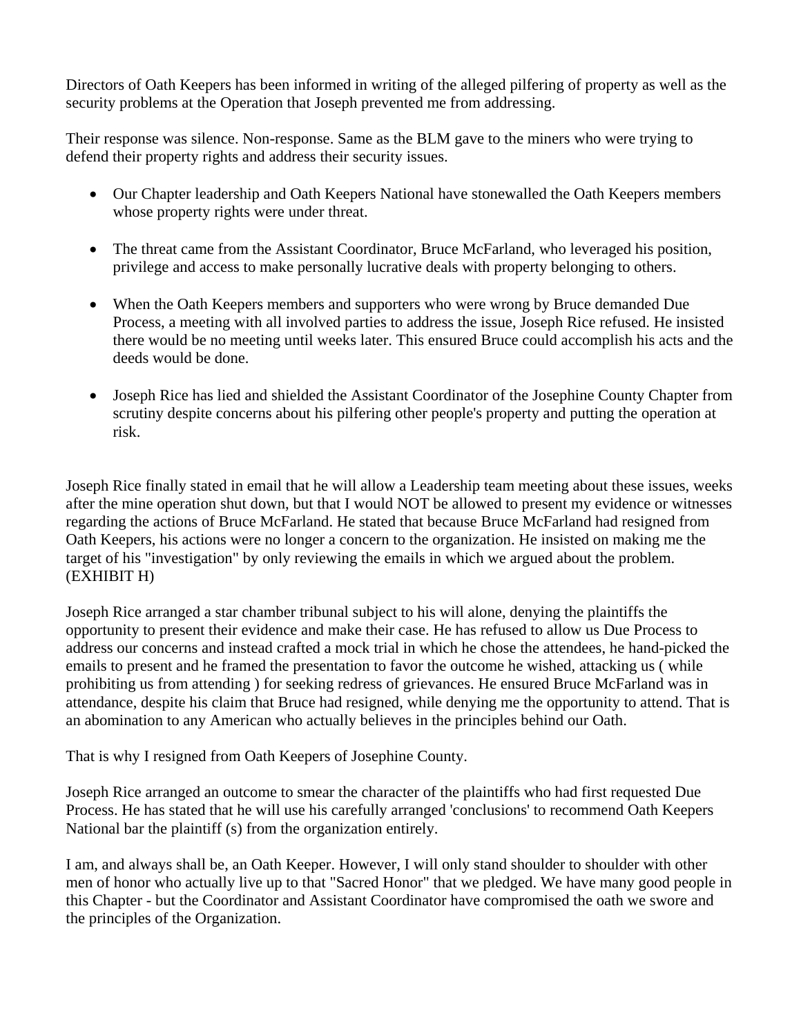Directors of Oath Keepers has been informed in writing of the alleged pilfering of property as well as the security problems at the Operation that Joseph prevented me from addressing.

Their response was silence. Non-response. Same as the BLM gave to the miners who were trying to defend their property rights and address their security issues.

- Our Chapter leadership and Oath Keepers National have stonewalled the Oath Keepers members whose property rights were under threat.
- The threat came from the Assistant Coordinator, Bruce McFarland, who leveraged his position, privilege and access to make personally lucrative deals with property belonging to others.
- When the Oath Keepers members and supporters who were wrong by Bruce demanded Due Process, a meeting with all involved parties to address the issue, Joseph Rice refused. He insisted there would be no meeting until weeks later. This ensured Bruce could accomplish his acts and the deeds would be done.
- Joseph Rice has lied and shielded the Assistant Coordinator of the Josephine County Chapter from scrutiny despite concerns about his pilfering other people's property and putting the operation at risk.

Joseph Rice finally stated in email that he will allow a Leadership team meeting about these issues, weeks after the mine operation shut down, but that I would NOT be allowed to present my evidence or witnesses regarding the actions of Bruce McFarland. He stated that because Bruce McFarland had resigned from Oath Keepers, his actions were no longer a concern to the organization. He insisted on making me the target of his "investigation" by only reviewing the emails in which we argued about the problem. (EXHIBIT H)

Joseph Rice arranged a star chamber tribunal subject to his will alone, denying the plaintiffs the opportunity to present their evidence and make their case. He has refused to allow us Due Process to address our concerns and instead crafted a mock trial in which he chose the attendees, he hand-picked the emails to present and he framed the presentation to favor the outcome he wished, attacking us ( while prohibiting us from attending ) for seeking redress of grievances. He ensured Bruce McFarland was in attendance, despite his claim that Bruce had resigned, while denying me the opportunity to attend. That is an abomination to any American who actually believes in the principles behind our Oath.

That is why I resigned from Oath Keepers of Josephine County.

Joseph Rice arranged an outcome to smear the character of the plaintiffs who had first requested Due Process. He has stated that he will use his carefully arranged 'conclusions' to recommend Oath Keepers National bar the plaintiff (s) from the organization entirely.

I am, and always shall be, an Oath Keeper. However, I will only stand shoulder to shoulder with other men of honor who actually live up to that "Sacred Honor" that we pledged. We have many good people in this Chapter - but the Coordinator and Assistant Coordinator have compromised the oath we swore and the principles of the Organization.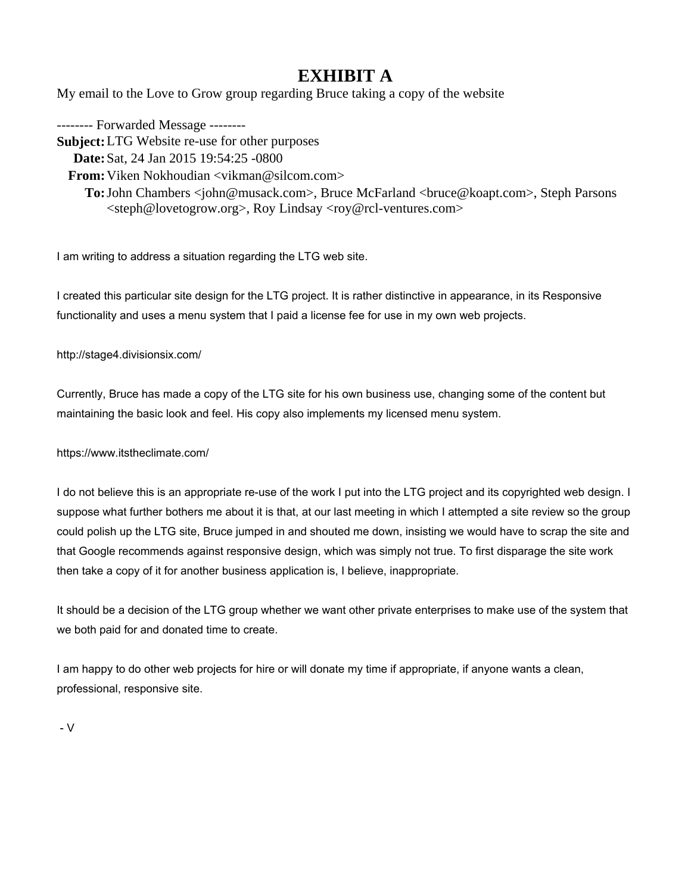# EXHIBIT A

My email to the Love to Grow group regarding Bruce taking a copy of the website

-------- Forwarded Message --------

**Subject:** LTG Website re-use for other purposes
**Date:** Sat, 24 Jan 2015 19:54:25 -0800
**From:** Viken Nokhoudian <vikman@silcom.com>
**To:** John Chambers <john@musack.com>, Bruce McFarland <bruce@koapt.com>, Steph Parsons <steph@lovetogrow.org>, Roy Lindsay <roy@rcl-ventures.com>

I am writing to address a situation regarding the LTG web site.

I created this particular site design for the LTG project. It is rather distinctive in appearance, in its Responsive functionality and uses a menu system that I paid a license fee for use in my own web projects.

http://stage4.divisionsix.com/

Currently, Bruce has made a copy of the LTG site for his own business use, changing some of the content but maintaining the basic look and feel. His copy also implements my licensed menu system.

https://www.itstheclimate.com/

I do not believe this is an appropriate re-use of the work I put into the LTG project and its copyrighted web design. I suppose what further bothers me about it is that, at our last meeting in which I attempted a site review so the group could polish up the LTG site, Bruce jumped in and shouted me down, insisting we would have to scrap the site and that Google recommends against responsive design, which was simply not true. To first disparage the site work then take a copy of it for another business application is, I believe, inappropriate.

It should be a decision of the LTG group whether we want other private enterprises to make use of the system that we both paid for and donated time to create.

I am happy to do other web projects for hire or will donate my time if appropriate, if anyone wants a clean, professional, responsive site.

- V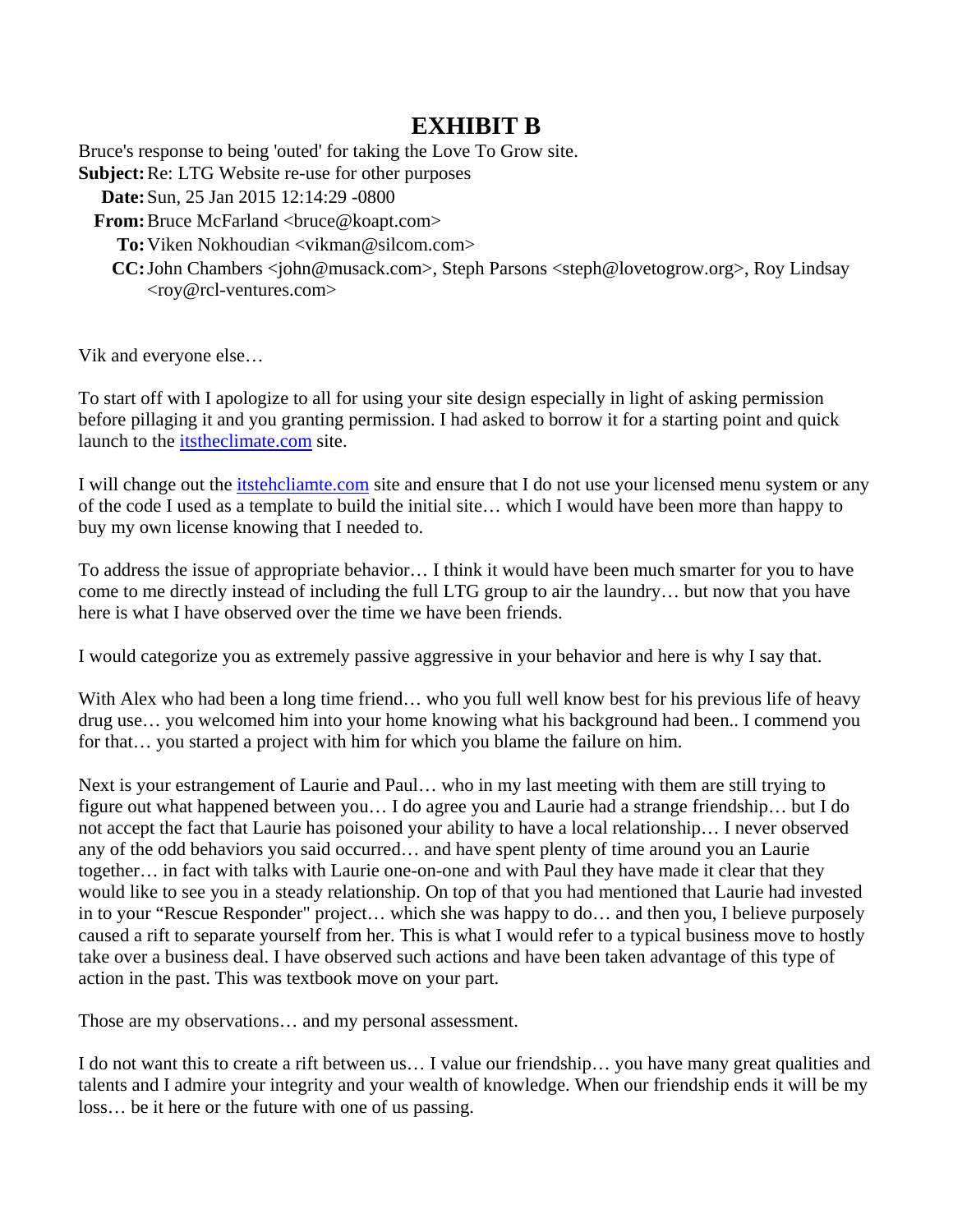# EXHIBIT B

Bruce's response to being 'outed' for taking the Love To Grow site.

**Subject:** Re: LTG Website re-use for other purposes
**Date:** Sun, 25 Jan 2015 12:14:29 -0800
**From:** Bruce McFarland <bruce@koapt.com>
**To:** Viken Nokhoudian <vikman@silcom.com>
**CC:** John Chambers <john@musack.com>, Steph Parsons <steph@lovetogrow.org>, Roy Lindsay <roy@rcl-ventures.com>

Vik and everyone else…

To start off with I apologize to all for using your site design especially in light of asking permission before pillaging it and you granting permission. I had asked to borrow it for a starting point and quick launch to the [itstheclimate.com](itstheclimate.com) site.

I will change out the [itstehcliamte.com](itstehcliamte.com) site and ensure that I do not use your licensed menu system or any of the code I used as a template to build the initial site… which I would have been more than happy to buy my own license knowing that I needed to.

To address the issue of appropriate behavior… I think it would have been much smarter for you to have come to me directly instead of including the full LTG group to air the laundry… but now that you have here is what I have observed over the time we have been friends.

I would categorize you as extremely passive aggressive in your behavior and here is why I say that.

With Alex who had been a long time friend… who you full well know best for his previous life of heavy drug use… you welcomed him into your home knowing what his background had been.. I commend you for that… you started a project with him for which you blame the failure on him.

Next is your estrangement of Laurie and Paul… who in my last meeting with them are still trying to figure out what happened between you… I do agree you and Laurie had a strange friendship… but I do not accept the fact that Laurie has poisoned your ability to have a local relationship… I never observed any of the odd behaviors you said occurred… and have spent plenty of time around you an Laurie together… in fact with talks with Laurie one-on-one and with Paul they have made it clear that they would like to see you in a steady relationship. On top of that you had mentioned that Laurie had invested in to your "Rescue Responder" project… which she was happy to do… and then you, I believe purposely caused a rift to separate yourself from her. This is what I would refer to a typical business move to hostly take over a business deal. I have observed such actions and have been taken advantage of this type of action in the past. This was textbook move on your part.

Those are my observations… and my personal assessment.

I do not want this to create a rift between us… I value our friendship… you have many great qualities and talents and I admire your integrity and your wealth of knowledge. When our friendship ends it will be my loss… be it here or the future with one of us passing.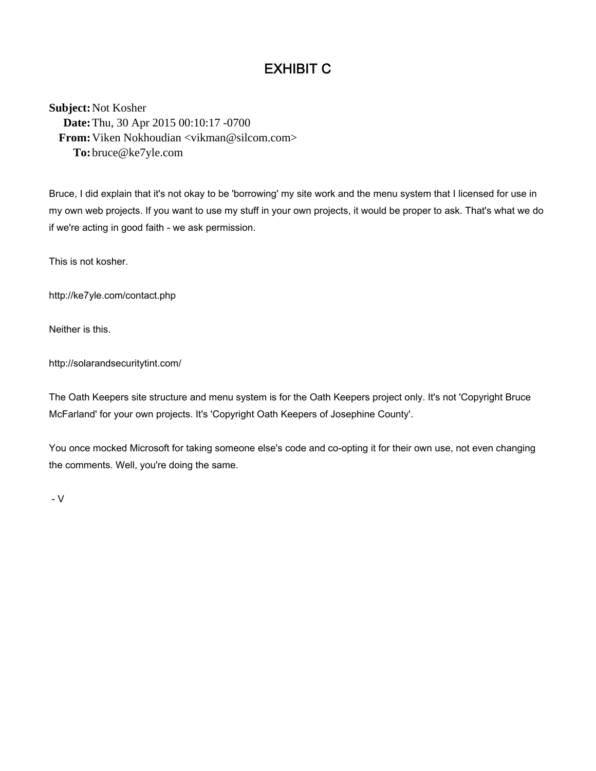# EXHIBIT C

**Subject:** Not Kosher
**Date:** Thu, 30 Apr 2015 00:10:17 -0700
**From:** Viken Nokhoudian <vikman@silcom.com>
**To:** bruce@ke7yle.com

Bruce, I did explain that it's not okay to be 'borrowing' my site work and the menu system that I licensed for use in my own web projects. If you want to use my stuff in your own projects, it would be proper to ask. That's what we do if we're acting in good faith - we ask permission.

This is not kosher.

http://ke7yle.com/contact.php

Neither is this.

http://solarandsecuritytint.com/

The Oath Keepers site structure and menu system is for the Oath Keepers project only. It's not 'Copyright Bruce McFarland' for your own projects. It's 'Copyright Oath Keepers of Josephine County'.

You once mocked Microsoft for taking someone else's code and co-opting it for their own use, not even changing the comments. Well, you're doing the same.

- V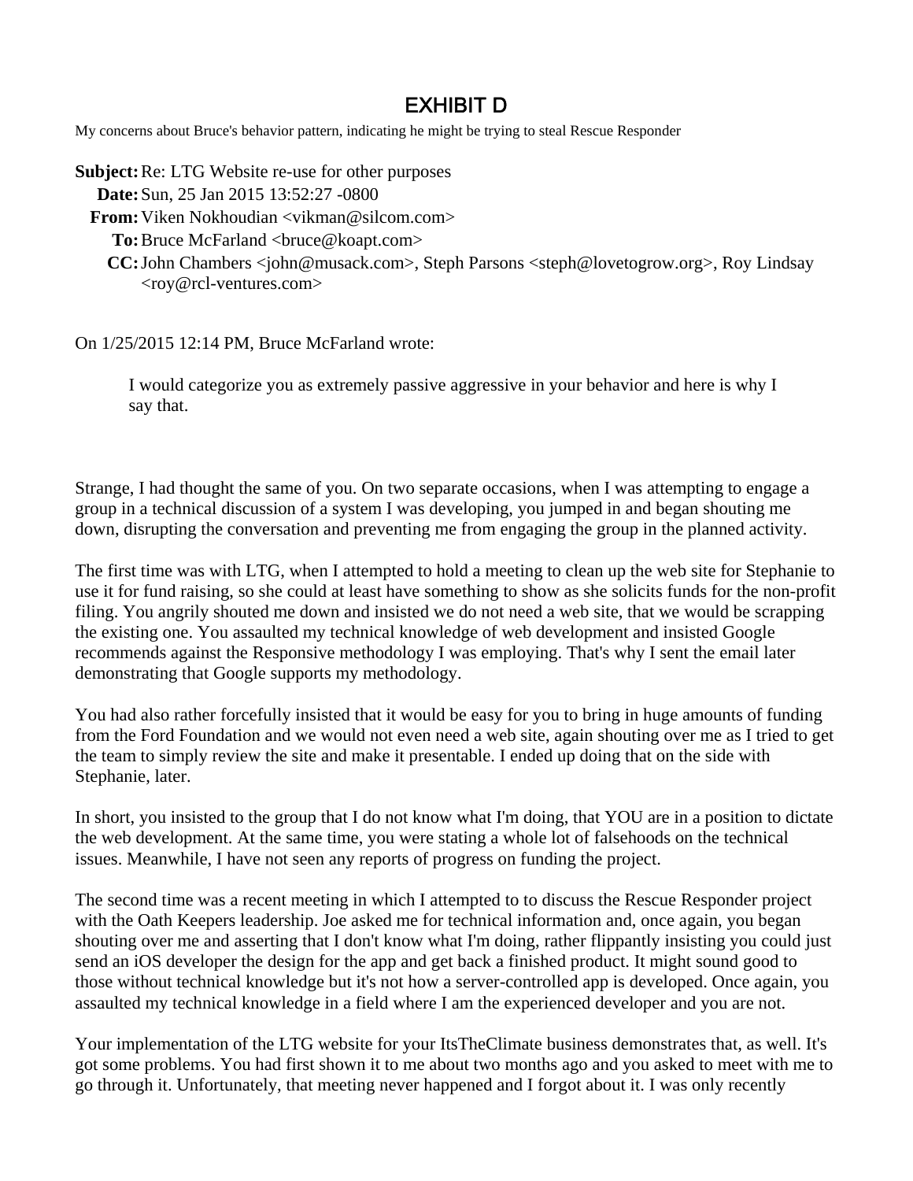# EXHIBIT D

My concerns about Bruce's behavior pattern, indicating he might be trying to steal Rescue Responder

**Subject:** Re: LTG Website re-use for other purposes
**Date:** Sun, 25 Jan 2015 13:52:27 -0800
**From:** Viken Nokhoudian <vikman@silcom.com>
**To:** Bruce McFarland <bruce@koapt.com>
**CC:** John Chambers <john@musack.com>, Steph Parsons <steph@lovetogrow.org>, Roy Lindsay <roy@rcl-ventures.com>

On 1/25/2015 12:14 PM, Bruce McFarland wrote:

> I would categorize you as extremely passive aggressive in your behavior and here is why I say that.

Strange, I had thought the same of you. On two separate occasions, when I was attempting to engage a group in a technical discussion of a system I was developing, you jumped in and began shouting me down, disrupting the conversation and preventing me from engaging the group in the planned activity.

The first time was with LTG, when I attempted to hold a meeting to clean up the web site for Stephanie to use it for fund raising, so she could at least have something to show as she solicits funds for the non-profit filing. You angrily shouted me down and insisted we do not need a web site, that we would be scrapping the existing one. You assaulted my technical knowledge of web development and insisted Google recommends against the Responsive methodology I was employing. That's why I sent the email later demonstrating that Google supports my methodology.

You had also rather forcefully insisted that it would be easy for you to bring in huge amounts of funding from the Ford Foundation and we would not even need a web site, again shouting over me as I tried to get the team to simply review the site and make it presentable. I ended up doing that on the side with Stephanie, later.

In short, you insisted to the group that I do not know what I'm doing, that YOU are in a position to dictate the web development. At the same time, you were stating a whole lot of falsehoods on the technical issues. Meanwhile, I have not seen any reports of progress on funding the project.

The second time was a recent meeting in which I attempted to to discuss the Rescue Responder project with the Oath Keepers leadership. Joe asked me for technical information and, once again, you began shouting over me and asserting that I don't know what I'm doing, rather flippantly insisting you could just send an iOS developer the design for the app and get back a finished product. It might sound good to those without technical knowledge but it's not how a server-controlled app is developed. Once again, you assaulted my technical knowledge in a field where I am the experienced developer and you are not.

Your implementation of the LTG website for your ItsTheClimate business demonstrates that, as well. It's got some problems. You had first shown it to me about two months ago and you asked to meet with me to go through it. Unfortunately, that meeting never happened and I forgot about it. I was only recently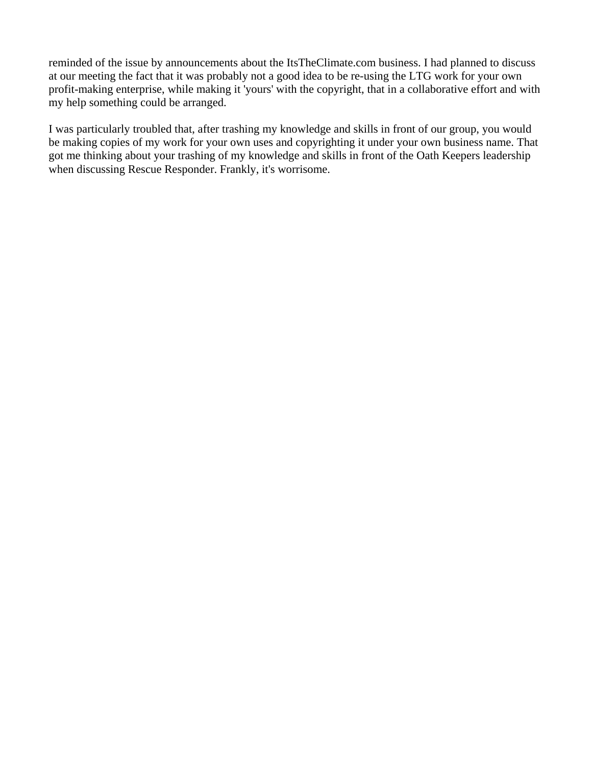reminded of the issue by announcements about the ItsTheClimate.com business. I had planned to discuss at our meeting the fact that it was probably not a good idea to be re-using the LTG work for your own profit-making enterprise, while making it 'yours' with the copyright, that in a collaborative effort and with my help something could be arranged.

I was particularly troubled that, after trashing my knowledge and skills in front of our group, you would be making copies of my work for your own uses and copyrighting it under your own business name. That got me thinking about your trashing of my knowledge and skills in front of the Oath Keepers leadership when discussing Rescue Responder. Frankly, it's worrisome.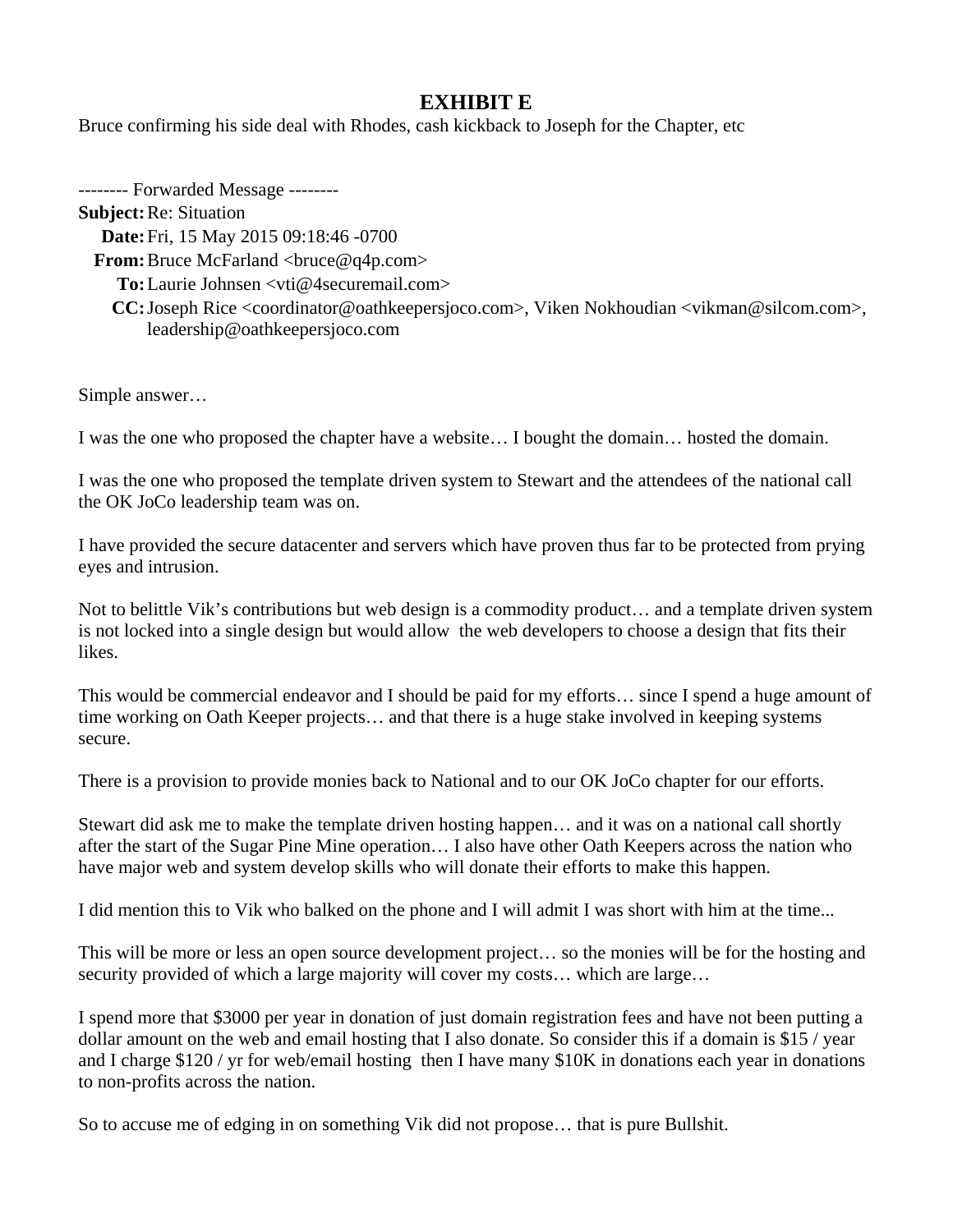# EXHIBIT E

Bruce confirming his side deal with Rhodes, cash kickback to Joseph for the Chapter, etc

-------- Forwarded Message --------

**Subject:** Re: Situation
**Date:** Fri, 15 May 2015 09:18:46 -0700
**From:** Bruce McFarland <bruce@q4p.com>
**To:** Laurie Johnsen <vti@4securemail.com>
**CC:** Joseph Rice <coordinator@oathkeepersjoco.com>, Viken Nokhoudian <vikman@silcom.com>, leadership@oathkeepersjoco.com

Simple answer…

I was the one who proposed the chapter have a website… I bought the domain… hosted the domain.

I was the one who proposed the template driven system to Stewart and the attendees of the national call the OK JoCo leadership team was on.

I have provided the secure datacenter and servers which have proven thus far to be protected from prying eyes and intrusion.

Not to belittle Vik's contributions but web design is a commodity product… and a template driven system is not locked into a single design but would allow the web developers to choose a design that fits their likes.

This would be commercial endeavor and I should be paid for my efforts… since I spend a huge amount of time working on Oath Keeper projects… and that there is a huge stake involved in keeping systems secure.

There is a provision to provide monies back to National and to our OK JoCo chapter for our efforts.

Stewart did ask me to make the template driven hosting happen… and it was on a national call shortly after the start of the Sugar Pine Mine operation… I also have other Oath Keepers across the nation who have major web and system develop skills who will donate their efforts to make this happen.

I did mention this to Vik who balked on the phone and I will admit I was short with him at the time...

This will be more or less an open source development project… so the monies will be for the hosting and security provided of which a large majority will cover my costs… which are large…

I spend more that $3000 per year in donation of just domain registration fees and have not been putting a dollar amount on the web and email hosting that I also donate. So consider this if a domain is $15 / year and I charge $120 / yr for web/email hosting then I have many $10K in donations each year in donations to non-profits across the nation.

So to accuse me of edging in on something Vik did not propose… that is pure Bullshit.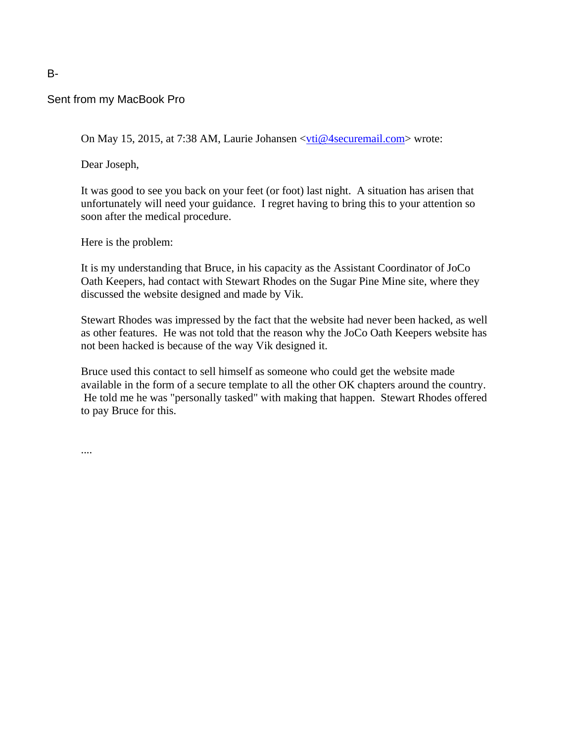B-

Sent from my MacBook Pro

> On May 15, 2015, at 7:38 AM, Laurie Johansen <vti@4securemail.com> wrote:
>
> Dear Joseph,
>
> It was good to see you back on your feet (or foot) last night. A situation has arisen that unfortunately will need your guidance. I regret having to bring this to your attention so soon after the medical procedure.
>
> Here is the problem:
>
> It is my understanding that Bruce, in his capacity as the Assistant Coordinator of JoCo Oath Keepers, had contact with Stewart Rhodes on the Sugar Pine Mine site, where they discussed the website designed and made by Vik.
>
> Stewart Rhodes was impressed by the fact that the website had never been hacked, as well as other features. He was not told that the reason why the JoCo Oath Keepers website has not been hacked is because of the way Vik designed it.
>
> Bruce used this contact to sell himself as someone who could get the website made available in the form of a secure template to all the other OK chapters around the country. He told me he was "personally tasked" with making that happen. Stewart Rhodes offered to pay Bruce for this.
>
> ....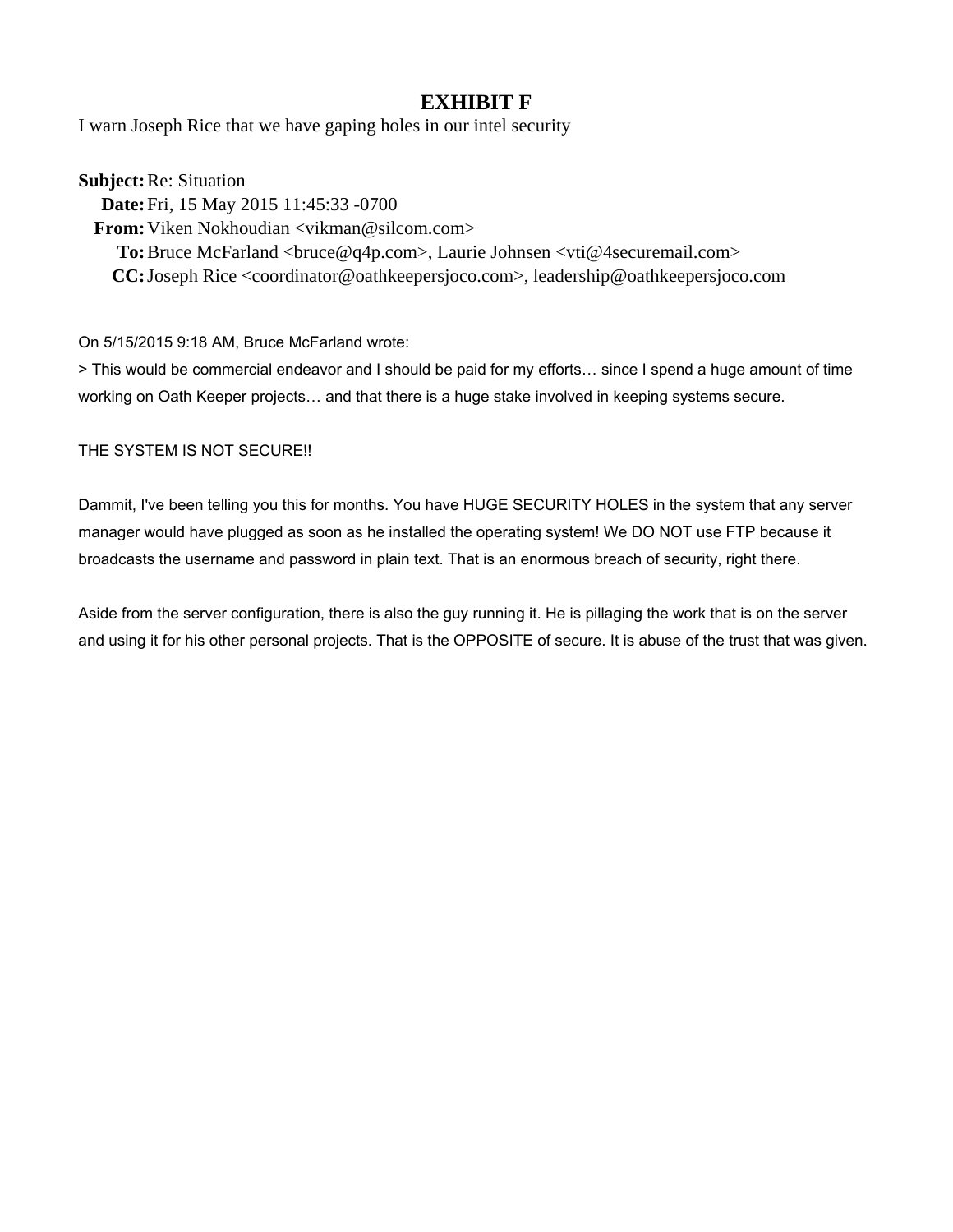# EXHIBIT F

I warn Joseph Rice that we have gaping holes in our intel security

**Subject:** Re: Situation
**Date:** Fri, 15 May 2015 11:45:33 -0700
**From:** Viken Nokhoudian <vikman@silcom.com>
**To:** Bruce McFarland <bruce@q4p.com>, Laurie Johnsen <vti@4securemail.com>
**CC:** Joseph Rice <coordinator@oathkeepersjoco.com>, leadership@oathkeepersjoco.com

On 5/15/2015 9:18 AM, Bruce McFarland wrote:

> This would be commercial endeavor and I should be paid for my efforts… since I spend a huge amount of time working on Oath Keeper projects… and that there is a huge stake involved in keeping systems secure.

THE SYSTEM IS NOT SECURE!!

Dammit, I've been telling you this for months. You have HUGE SECURITY HOLES in the system that any server manager would have plugged as soon as he installed the operating system! We DO NOT use FTP because it broadcasts the username and password in plain text. That is an enormous breach of security, right there.

Aside from the server configuration, there is also the guy running it. He is pillaging the work that is on the server and using it for his other personal projects. That is the OPPOSITE of secure. It is abuse of the trust that was given.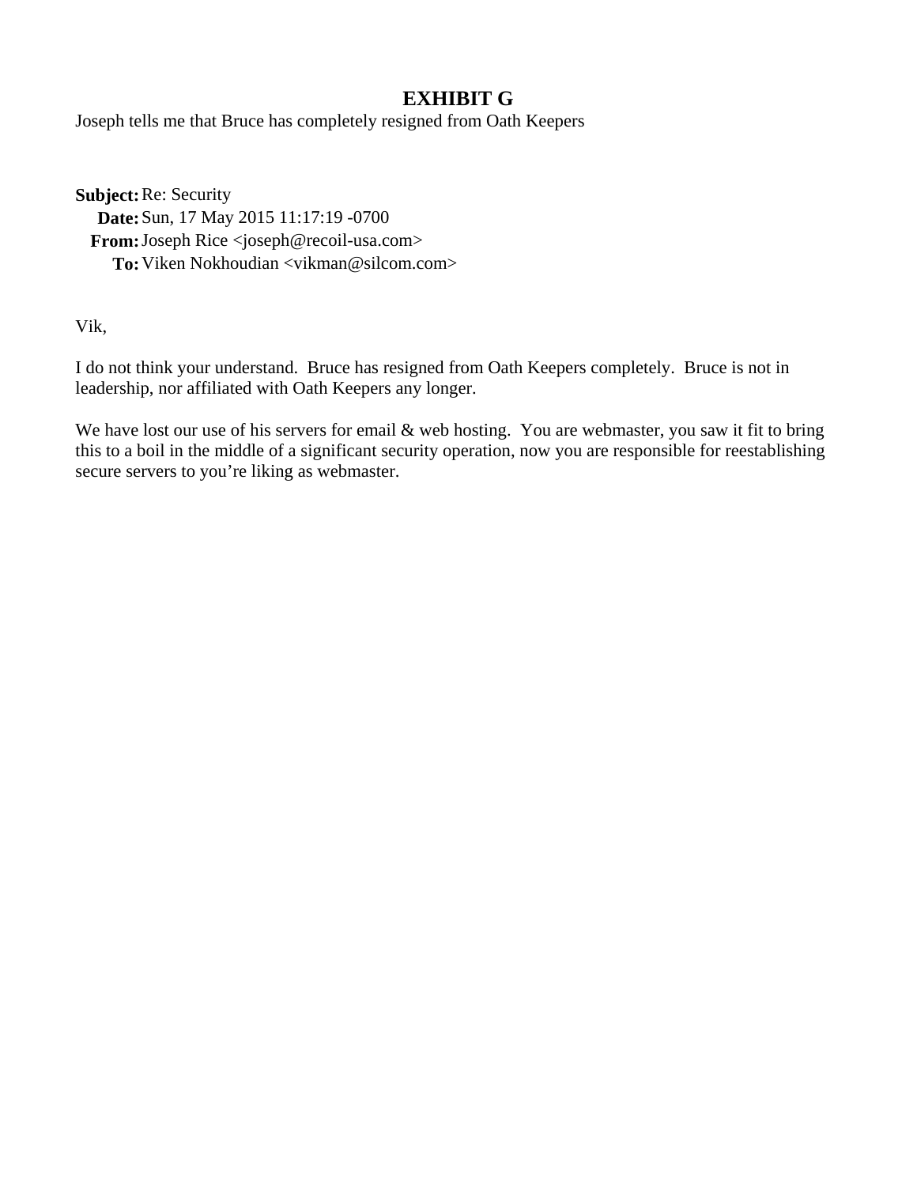# EXHIBIT G

Joseph tells me that Bruce has completely resigned from Oath Keepers

**Subject:** Re: Security
**Date:** Sun, 17 May 2015 11:17:19 -0700
**From:** Joseph Rice <joseph@recoil-usa.com>
**To:** Viken Nokhoudian <vikman@silcom.com>

Vik,

I do not think your understand. Bruce has resigned from Oath Keepers completely. Bruce is not in leadership, nor affiliated with Oath Keepers any longer.

We have lost our use of his servers for email & web hosting. You are webmaster, you saw it fit to bring this to a boil in the middle of a significant security operation, now you are responsible for reestablishing secure servers to you're liking as webmaster.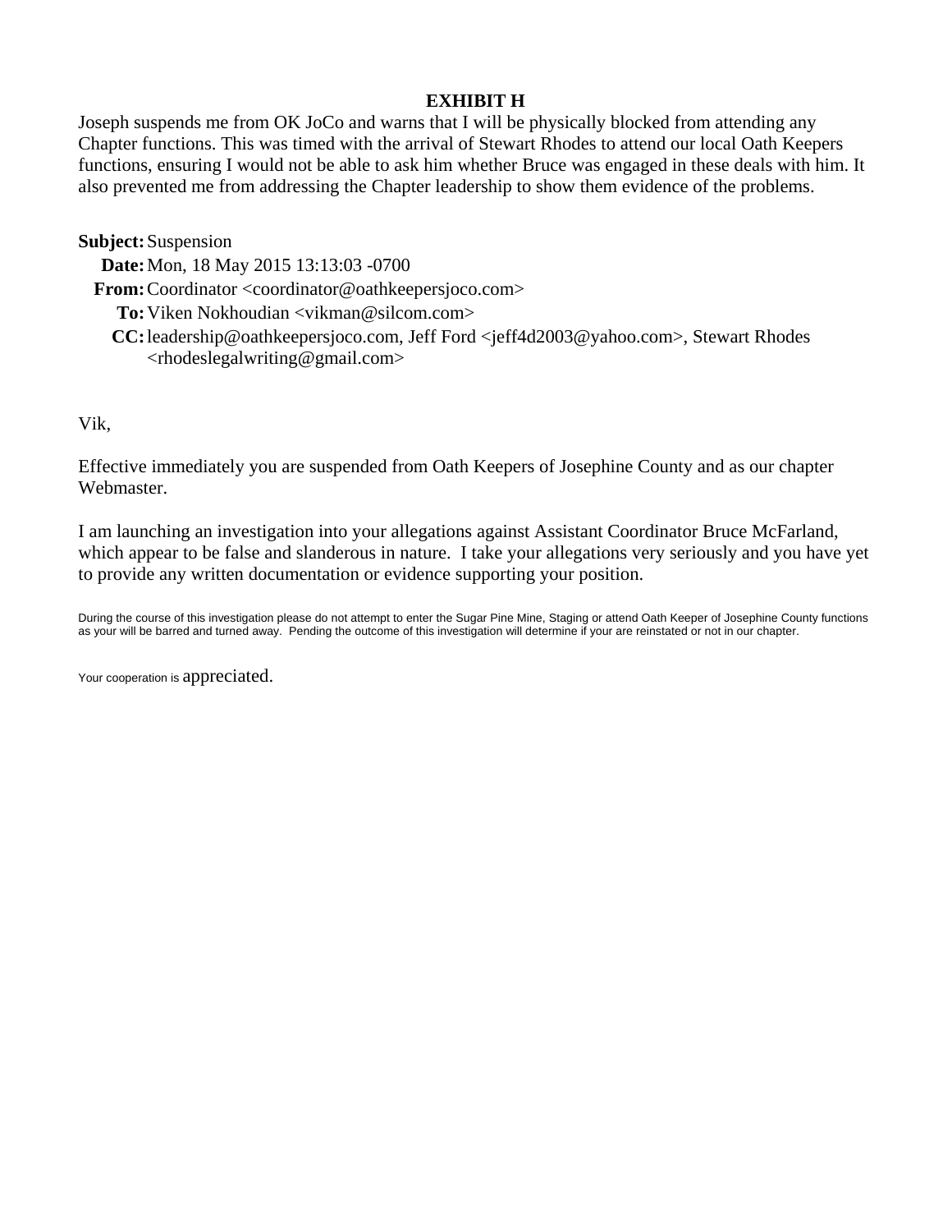**EXHIBIT H**

Joseph suspends me from OK JoCo and warns that I will be physically blocked from attending any Chapter functions. This was timed with the arrival of Stewart Rhodes to attend our local Oath Keepers functions, ensuring I would not be able to ask him whether Bruce was engaged in these deals with him. It also prevented me from addressing the Chapter leadership to show them evidence of the problems.

**Subject:** Suspension
**Date:** Mon, 18 May 2015 13:13:03 -0700
**From:** Coordinator <coordinator@oathkeepersjoco.com>
**To:** Viken Nokhoudian <vikman@silcom.com>
**CC:** leadership@oathkeepersjoco.com, Jeff Ford <jeff4d2003@yahoo.com>, Stewart Rhodes <rhodeslegalwriting@gmail.com>

Vik,

Effective immediately you are suspended from Oath Keepers of Josephine County and as our chapter Webmaster.

I am launching an investigation into your allegations against Assistant Coordinator Bruce McFarland, which appear to be false and slanderous in nature. I take your allegations very seriously and you have yet to provide any written documentation or evidence supporting your position.

During the course of this investigation please do not attempt to enter the Sugar Pine Mine, Staging or attend Oath Keeper of Josephine County functions as your will be barred and turned away. Pending the outcome of this investigation will determine if your are reinstated or not in our chapter.

Your cooperation is appreciated.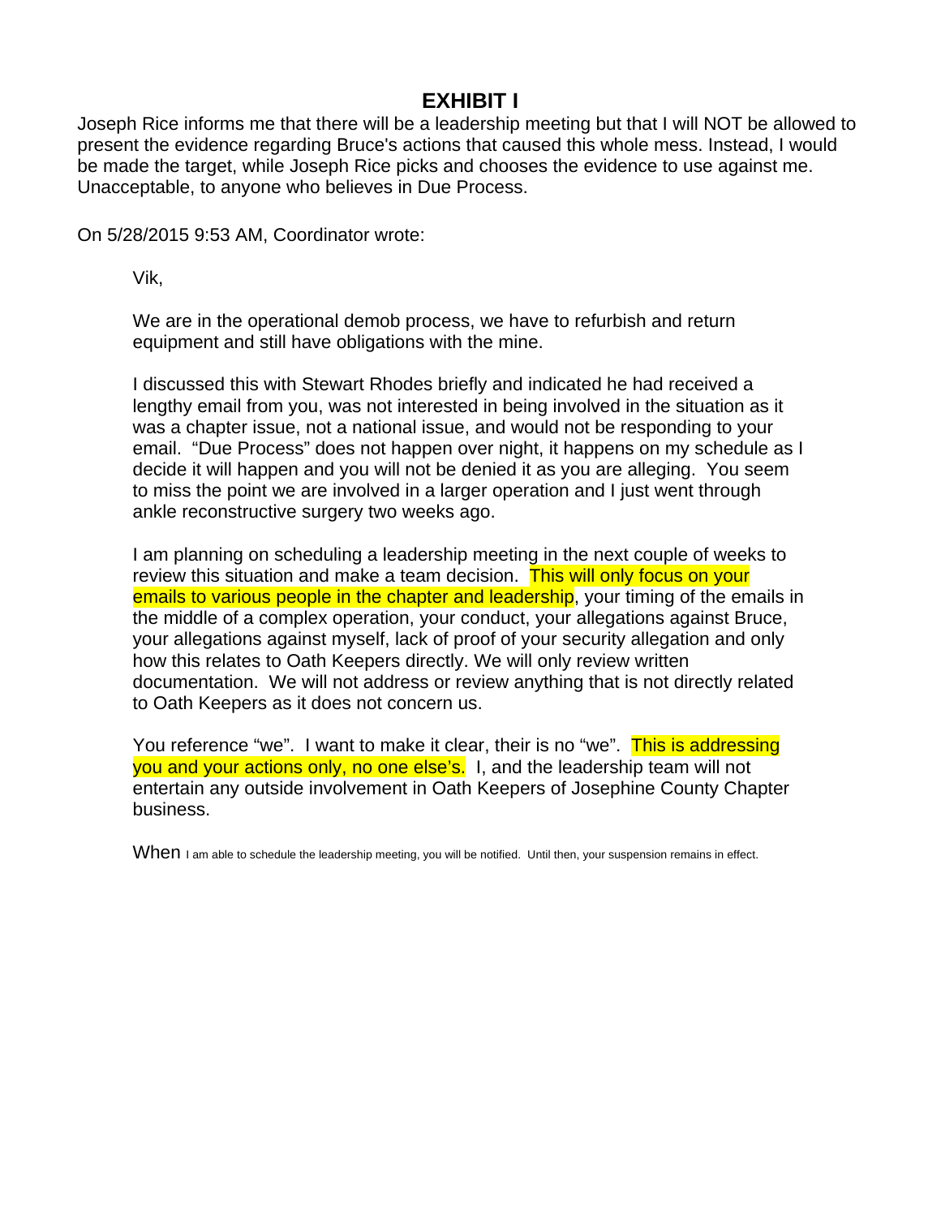# EXHIBIT I

Joseph Rice informs me that there will be a leadership meeting but that I will NOT be allowed to present the evidence regarding Bruce's actions that caused this whole mess. Instead, I would be made the target, while Joseph Rice picks and chooses the evidence to use against me. Unacceptable, to anyone who believes in Due Process.

On 5/28/2015 9:53 AM, Coordinator wrote:

> Vik,
>
> We are in the operational demob process, we have to refurbish and return equipment and still have obligations with the mine.
>
> I discussed this with Stewart Rhodes briefly and indicated he had received a lengthy email from you, was not interested in being involved in the situation as it was a chapter issue, not a national issue, and would not be responding to your email. "Due Process" does not happen over night, it happens on my schedule as I decide it will happen and you will not be denied it as you are alleging. You seem to miss the point we are involved in a larger operation and I just went through ankle reconstructive surgery two weeks ago.
>
> I am planning on scheduling a leadership meeting in the next couple of weeks to review this situation and make a team decision. This will only focus on your emails to various people in the chapter and leadership, your timing of the emails in the middle of a complex operation, your conduct, your allegations against Bruce, your allegations against myself, lack of proof of your security allegation and only how this relates to Oath Keepers directly. We will only review written documentation. We will not address or review anything that is not directly related to Oath Keepers as it does not concern us.
>
> You reference "we". I want to make it clear, their is no "we". This is addressing you and your actions only, no one else's. I, and the leadership team will not entertain any outside involvement in Oath Keepers of Josephine County Chapter business.
>
> When I am able to schedule the leadership meeting, you will be notified. Until then, your suspension remains in effect.